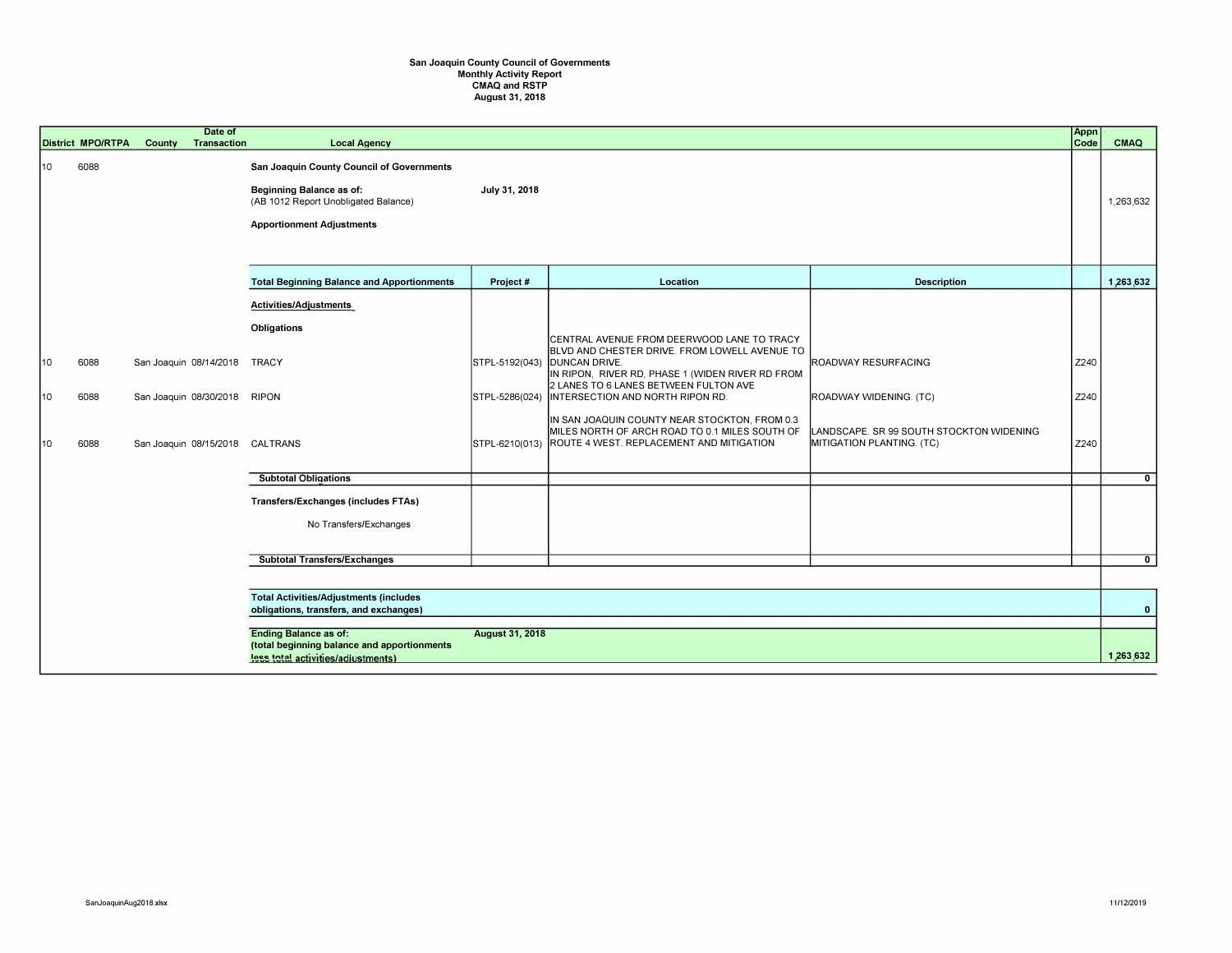# San Joaquin County Council of Governments
## Monthly Activity Report
## CMAQ and RSTP
## August 31, 2018

| District | MPO/RTPA | County | Date of Transaction | Local Agency | Project # | Location | Description | Appn Code | CMAQ |
|---|---|---|---|---|---|---|---|---|---|
| 10 | 6088 | | | **San Joaquin County Council of Governments** | | | | | |
| | | | | **Beginning Balance as of:** (AB 1012 Report Unobligated Balance) | **July 31, 2018** | | | | 1,263,632 |
| | | | | **Apportionment Adjustments** | | | | | |
| | | | | **Total Beginning Balance and Apportionments** | **Project #** | **Location** | **Description** | | **1,263,632** |
| | | | | **Activities/Adjustments** | | | | | |
| | | | | **Obligations** | | | | | |
| 10 | 6088 | San Joaquin | 08/14/2018 | TRACY | STPL-5192(043) | CENTRAL AVENUE FROM DEERWOOD LANE TO TRACY BLVD AND CHESTER DRIVE. FROM LOWELL AVENUE TO DUNCAN DRIVE. | ROADWAY RESURFACING | Z240 | |
| 10 | 6088 | San Joaquin | 08/30/2018 | RIPON | STPL-5286(024) | IN RIPON, RIVER RD, PHASE 1 (WIDEN RIVER RD FROM 2 LANES TO 6 LANES BETWEEN FULTON AVE INTERSECTION AND NORTH RIPON RD. | ROADWAY WIDENING. (TC) | Z240 | |
| 10 | 6088 | San Joaquin | 08/15/2018 | CALTRANS | STPL-6210(013) | IN SAN JOAQUIN COUNTY NEAR STOCKTON, FROM 0.3 MILES NORTH OF ARCH ROAD TO 0.1 MILES SOUTH OF ROUTE 4 WEST. REPLACEMENT AND MITIGATION | LANDSCAPE. SR 99 SOUTH STOCKTON WIDENING MITIGATION PLANTING. (TC) | Z240 | |
| | | | | **Subtotal Obligations** | | | | | **0** |
| | | | | **Transfers/Exchanges (includes FTAs)** | | | | | |
| | | | | No Transfers/Exchanges | | | | | |
| | | | | **Subtotal Transfers/Exchanges** | | | | | **0** |
| | | | | **Total Activities/Adjustments (includes obligations, transfers, and exchanges)** | | | | | **0** |
| | | | | **Ending Balance as of:** (total beginning balance and apportionments less total activities/adjustments) | **August 31, 2018** | | | | **1,263,632** |

SanJoaquinAug2018.xlsx

11/12/2019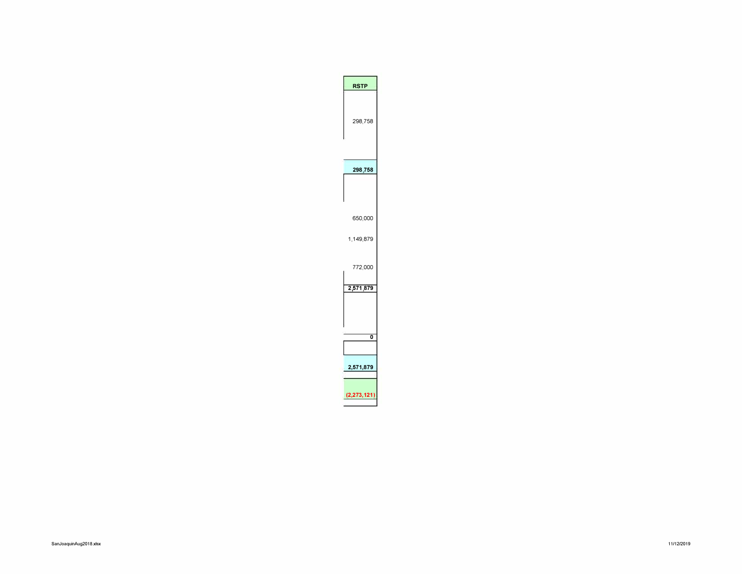| RSTP |
| --- |
| 298,758 |
| **298,758** |
| 650,000 |
| 1,149,879 |
| 772,000 |
| **2,571,879** |
| **0** |
| **2,571,879** |
| **(2,273,121)** |